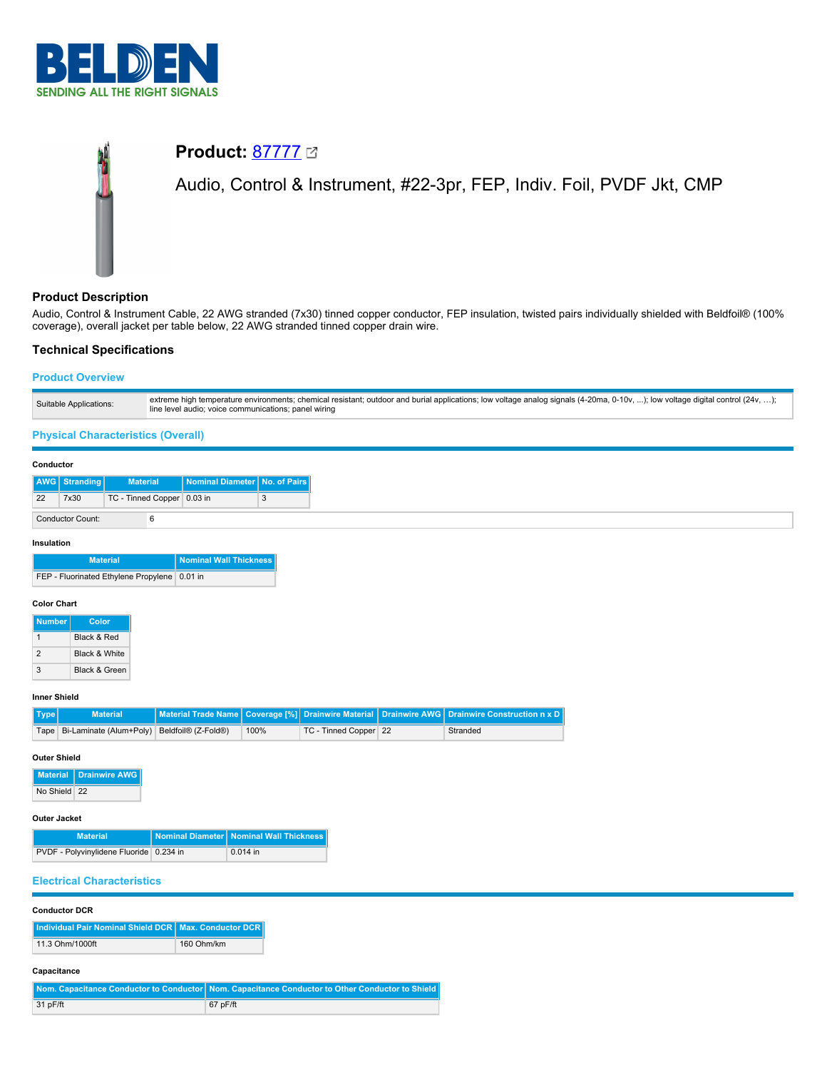# Product: 87777

Audio, Control & Instrument, #22-3pr, FEP, Indiv. Foil, PVDF Jkt, CMP

## Product Description

Audio, Control & Instrument Cable, 22 AWG stranded (7x30) tinned copper conductor, FEP insulation, twisted pairs individually shielded with Beldfoil® (100% coverage), overall jacket per table below, 22 AWG stranded tinned copper drain wire.

## Technical Specifications

### Product Overview

| Suitable Applications: | extreme high temperature environments; chemical resistant; outdoor and burial applications; low voltage analog signals (4-20ma, 0-10v, ...); low voltage digital control (24v, ...); line level audio; voice communications; panel wiring |
|---|---|

### Physical Characteristics (Overall)

**Conductor**

| AWG | Stranding | Material | Nominal Diameter | No. of Pairs |
|---|---|---|---|---|
| 22 | 7x30 | TC - Tinned Copper | 0.03 in | 3 |

| Conductor Count: | 6 |
|---|---|

**Insulation**

| Material | Nominal Wall Thickness |
|---|---|
| FEP - Fluorinated Ethylene Propylene | 0.01 in |

**Color Chart**

| Number | Color |
|---|---|
| 1 | Black & Red |
| 2 | Black & White |
| 3 | Black & Green |

**Inner Shield**

| Type | Material | Material Trade Name | Coverage [%] | Drainwire Material | Drainwire AWG | Drainwire Construction n x D |
|---|---|---|---|---|---|---|
| Tape | Bi-Laminate (Alum+Poly) | Beldfoil® (Z-Fold®) | 100% | TC - Tinned Copper | 22 | Stranded |

**Outer Shield**

| Material | Drainwire AWG |
|---|---|
| No Shield | 22 |

**Outer Jacket**

| Material | Nominal Diameter | Nominal Wall Thickness |
|---|---|---|
| PVDF - Polyvinylidene Fluoride | 0.234 in | 0.014 in |

### Electrical Characteristics

**Conductor DCR**

| Individual Pair Nominal Shield DCR | Max. Conductor DCR |
|---|---|
| 11.3 Ohm/1000ft | 160 Ohm/km |

**Capacitance**

| Nom. Capacitance Conductor to Conductor | Nom. Capacitance Conductor to Other Conductor to Shield |
|---|---|
| 31 pF/ft | 67 pF/ft |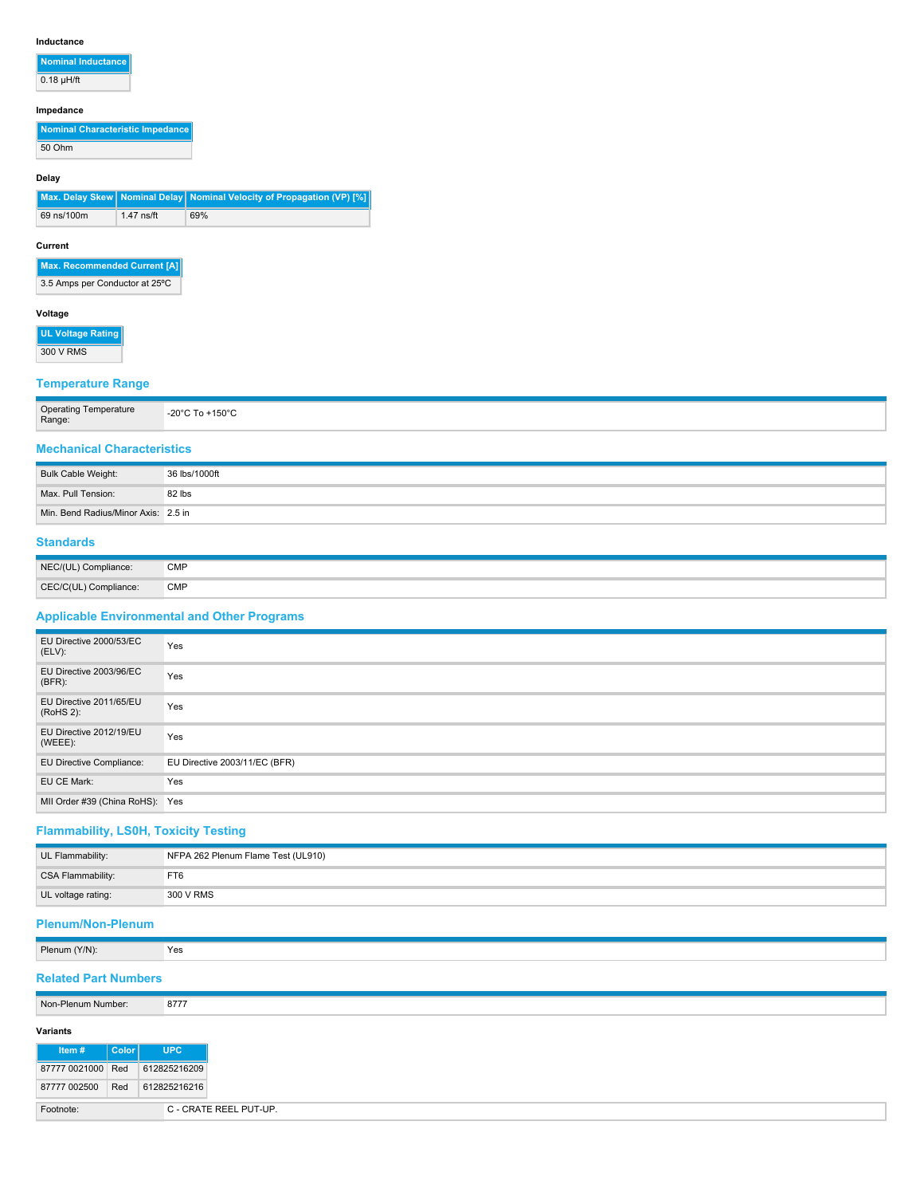#### Inductance

| Nominal Inductance |
|---|
| 0.18 µH/ft |

#### Impedance

| Nominal Characteristic Impedance |
|---|
| 50 Ohm |

#### Delay

| Max. Delay Skew | Nominal Delay | Nominal Velocity of Propagation (VP) [%] |
|---|---|---|
| 69 ns/100m | 1.47 ns/ft | 69% |

#### Current

| Max. Recommended Current [A] |
|---|
| 3.5 Amps per Conductor at 25ºC |

#### Voltage

| UL Voltage Rating |
|---|
| 300 V RMS |

## Temperature Range

| | |
|---|---|
| Operating Temperature Range: | -20°C To +150°C |

## Mechanical Characteristics

| | |
|---|---|
| Bulk Cable Weight: | 36 lbs/1000ft |
| Max. Pull Tension: | 82 lbs |
| Min. Bend Radius/Minor Axis: | 2.5 in |

## Standards

| | |
|---|---|
| NEC/(UL) Compliance: | CMP |
| CEC/C(UL) Compliance: | CMP |

## Applicable Environmental and Other Programs

| | |
|---|---|
| EU Directive 2000/53/EC (ELV): | Yes |
| EU Directive 2003/96/EC (BFR): | Yes |
| EU Directive 2011/65/EU (RoHS 2): | Yes |
| EU Directive 2012/19/EU (WEEE): | Yes |
| EU Directive Compliance: | EU Directive 2003/11/EC (BFR) |
| EU CE Mark: | Yes |
| MII Order #39 (China RoHS): | Yes |

## Flammability, LS0H, Toxicity Testing

| | |
|---|---|
| UL Flammability: | NFPA 262 Plenum Flame Test (UL910) |
| CSA Flammability: | FT6 |
| UL voltage rating: | 300 V RMS |

## Plenum/Non-Plenum

| | |
|---|---|
| Plenum (Y/N): | Yes |

## Related Part Numbers

| | |
|---|---|
| Non-Plenum Number: | 8777 |

#### Variants

| Item # | Color | UPC |
|---|---|---|
| 87777 0021000 | Red | 612825216209 |
| 87777 002500 | Red | 612825216216 |

| | |
|---|---|
| Footnote: | C - CRATE REEL PUT-UP. |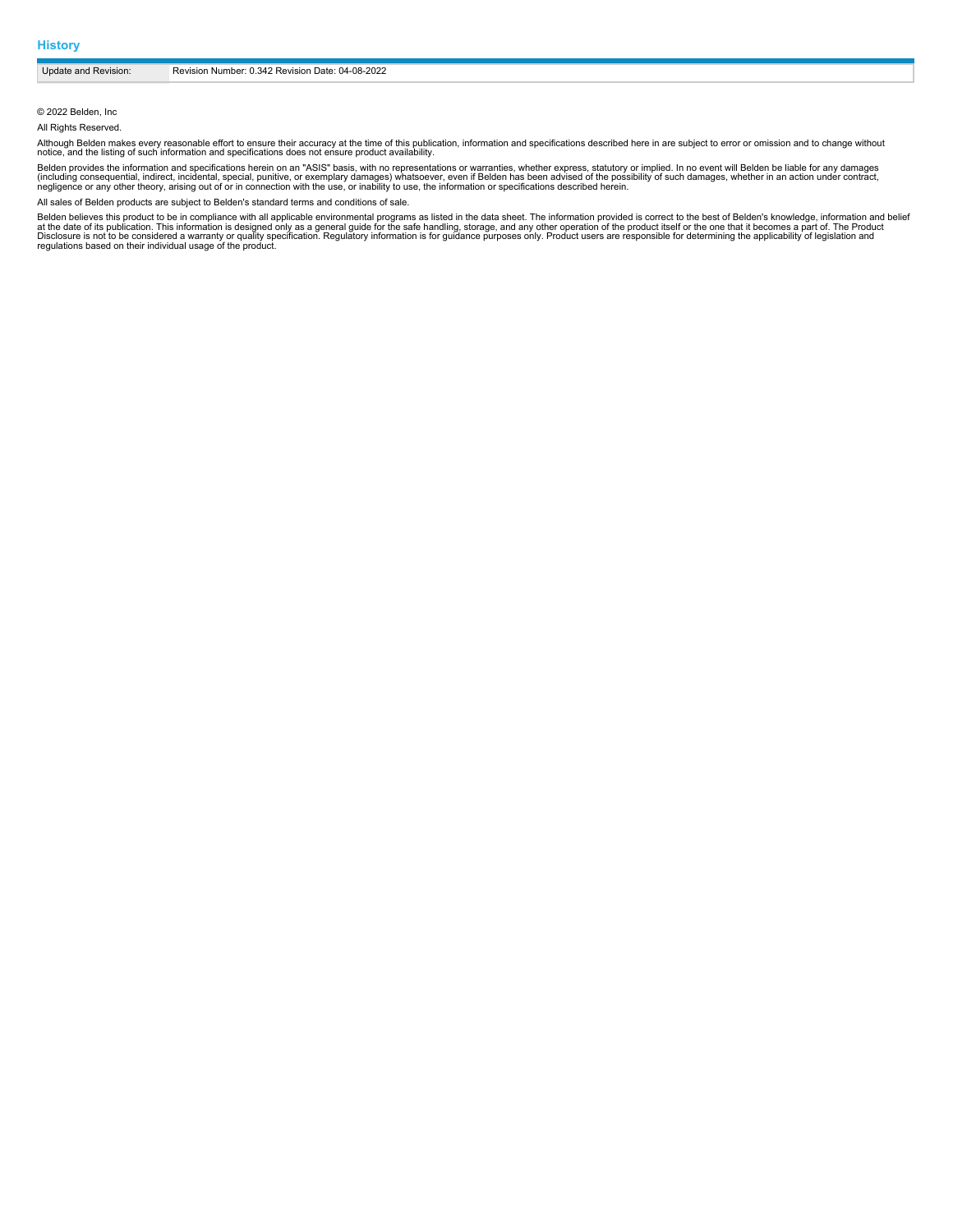## History

| | |
|---|---|
| Update and Revision: | Revision Number: 0.342 Revision Date: 04-08-2022 |

© 2022 Belden, Inc

All Rights Reserved.

Although Belden makes every reasonable effort to ensure their accuracy at the time of this publication, information and specifications described here in are subject to error or omission and to change without notice, and the listing of such information and specifications does not ensure product availability.

Belden provides the information and specifications herein on an "ASIS" basis, with no representations or warranties, whether express, statutory or implied. In no event will Belden be liable for any damages (including consequential, indirect, incidental, special, punitive, or exemplary damages) whatsoever, even if Belden has been advised of the possibility of such damages, whether in an action under contract, negligence or any other theory, arising out of or in connection with the use, or inability to use, the information or specifications described herein.

All sales of Belden products are subject to Belden's standard terms and conditions of sale.

Belden believes this product to be in compliance with all applicable environmental programs as listed in the data sheet. The information provided is correct to the best of Belden's knowledge, information and belief at the date of its publication. This information is designed only as a general guide for the safe handling, storage, and any other operation of the product itself or the one that it becomes a part of. The Product Disclosure is not to be considered a warranty or quality specification. Regulatory information is for guidance purposes only. Product users are responsible for determining the applicability of legislation and regulations based on their individual usage of the product.